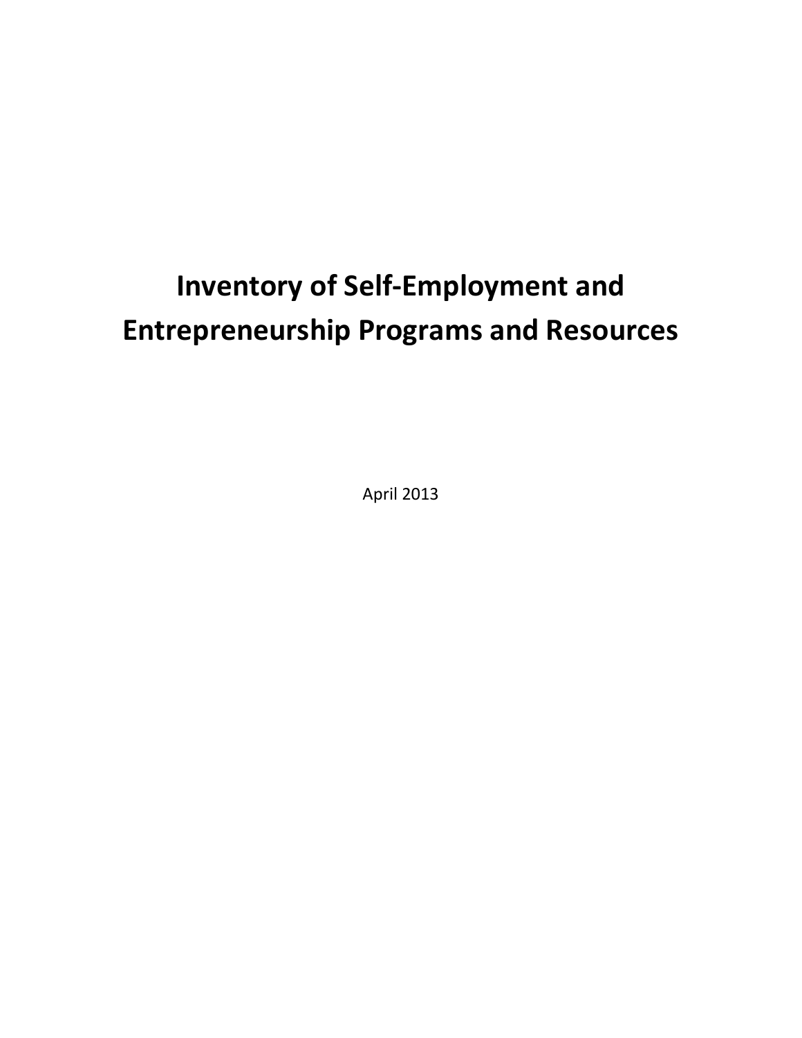# Inventory of Self-Employment and Entrepreneurship Programs and Resources

April 2013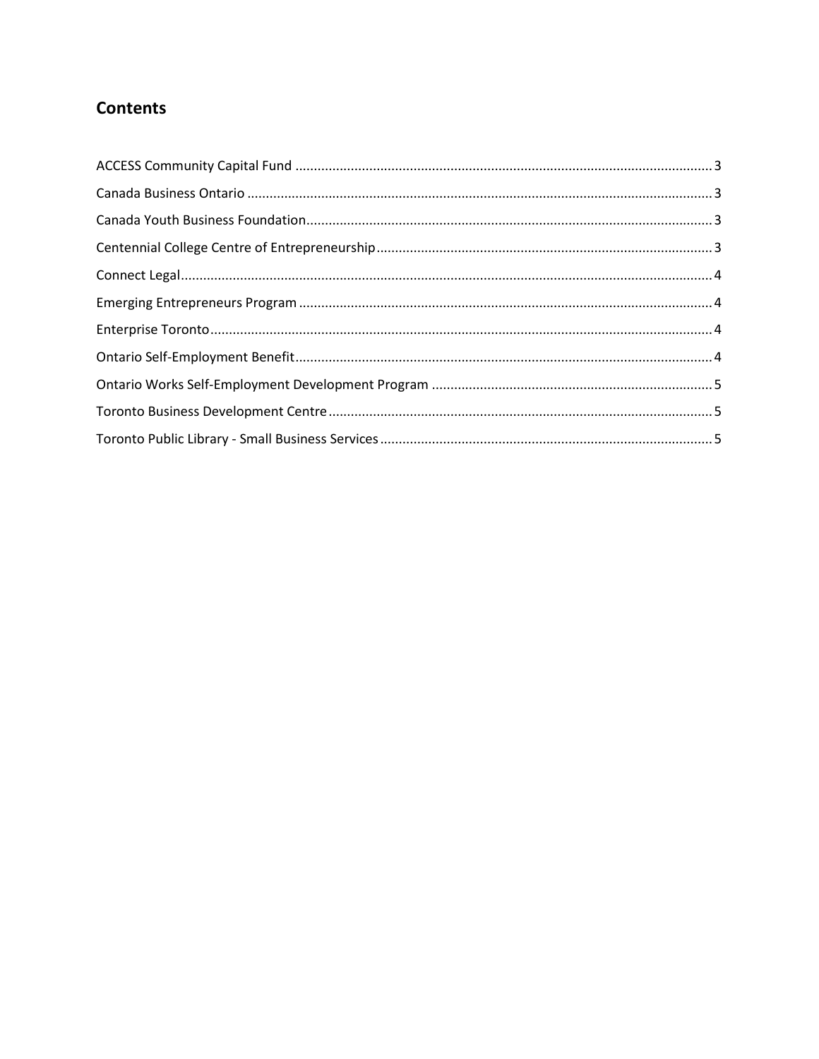## Contents

- ACCESS Community Capital Fund ... 3
- Canada Business Ontario ... 3
- Canada Youth Business Foundation ... 3
- Centennial College Centre of Entrepreneurship ... 3
- Connect Legal ... 4
- Emerging Entrepreneurs Program ... 4
- Enterprise Toronto ... 4
- Ontario Self-Employment Benefit ... 4
- Ontario Works Self-Employment Development Program ... 5
- Toronto Business Development Centre ... 5
- Toronto Public Library - Small Business Services ... 5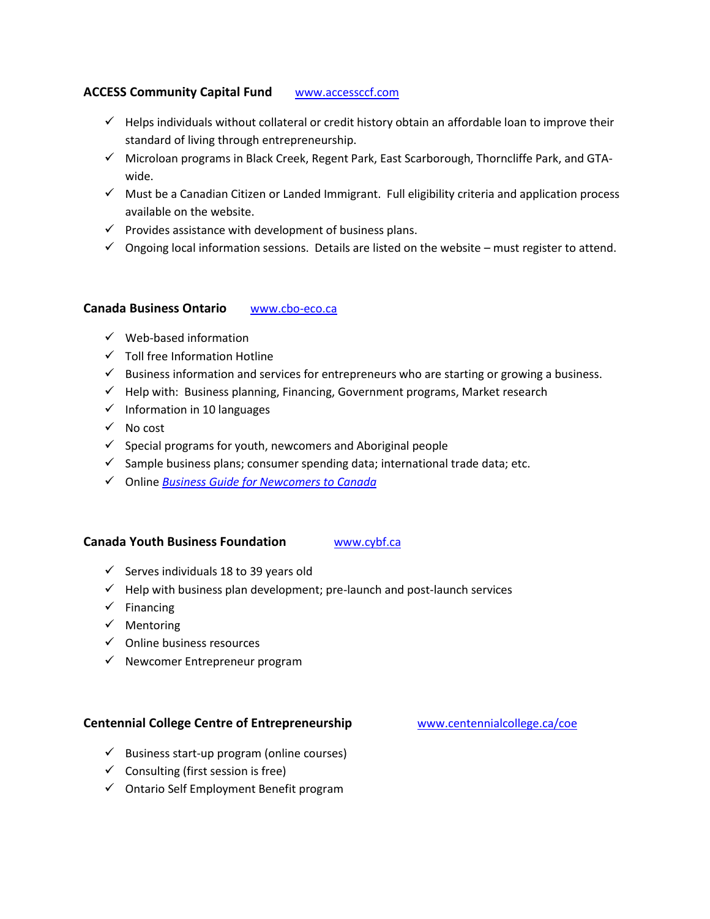**ACCESS Community Capital Fund** [www.accessccf.com](http://www.accessccf.com)

- ✓ Helps individuals without collateral or credit history obtain an affordable loan to improve their standard of living through entrepreneurship.
- ✓ Microloan programs in Black Creek, Regent Park, East Scarborough, Thorncliffe Park, and GTA-wide.
- ✓ Must be a Canadian Citizen or Landed Immigrant. Full eligibility criteria and application process available on the website.
- ✓ Provides assistance with development of business plans.
- ✓ Ongoing local information sessions. Details are listed on the website – must register to attend.

**Canada Business Ontario** [www.cbo-eco.ca](http://www.cbo-eco.ca)

- ✓ Web-based information
- ✓ Toll free Information Hotline
- ✓ Business information and services for entrepreneurs who are starting or growing a business.
- ✓ Help with: Business planning, Financing, Government programs, Market research
- ✓ Information in 10 languages
- ✓ No cost
- ✓ Special programs for youth, newcomers and Aboriginal people
- ✓ Sample business plans; consumer spending data; international trade data; etc.
- ✓ Online *Business Guide for Newcomers to Canada*

**Canada Youth Business Foundation** [www.cybf.ca](http://www.cybf.ca)

- ✓ Serves individuals 18 to 39 years old
- ✓ Help with business plan development; pre-launch and post-launch services
- ✓ Financing
- ✓ Mentoring
- ✓ Online business resources
- ✓ Newcomer Entrepreneur program

**Centennial College Centre of Entrepreneurship** [www.centennialcollege.ca/coe](http://www.centennialcollege.ca/coe)

- ✓ Business start-up program (online courses)
- ✓ Consulting (first session is free)
- ✓ Ontario Self Employment Benefit program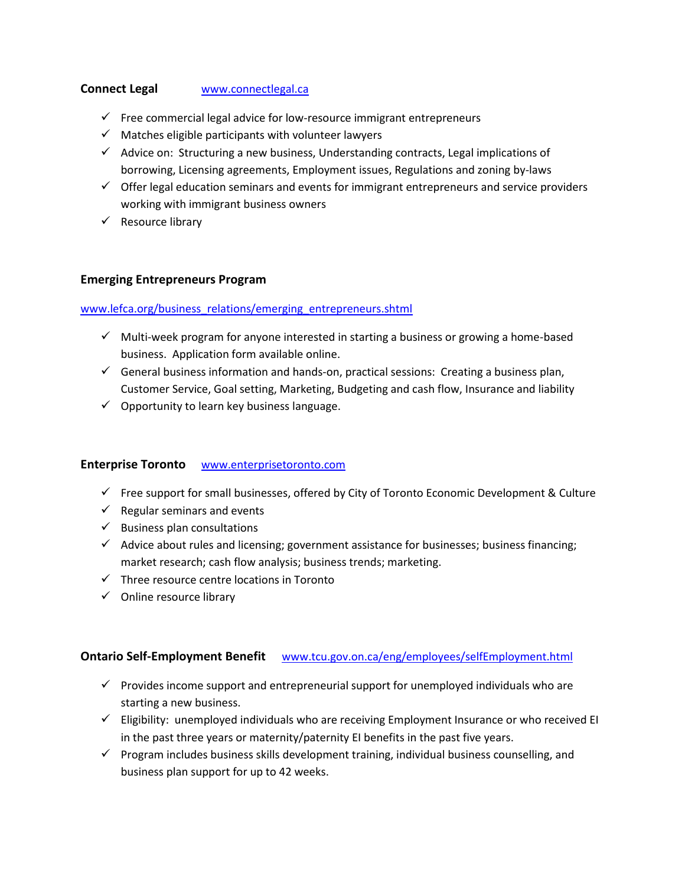**Connect Legal** [www.connectlegal.ca](http://www.connectlegal.ca)

- ✓ Free commercial legal advice for low-resource immigrant entrepreneurs
- ✓ Matches eligible participants with volunteer lawyers
- ✓ Advice on: Structuring a new business, Understanding contracts, Legal implications of borrowing, Licensing agreements, Employment issues, Regulations and zoning by-laws
- ✓ Offer legal education seminars and events for immigrant entrepreneurs and service providers working with immigrant business owners
- ✓ Resource library

**Emerging Entrepreneurs Program**

[www.lefca.org/business_relations/emerging_entrepreneurs.shtml](http://www.lefca.org/business_relations/emerging_entrepreneurs.shtml)

- ✓ Multi-week program for anyone interested in starting a business or growing a home-based business. Application form available online.
- ✓ General business information and hands-on, practical sessions: Creating a business plan, Customer Service, Goal setting, Marketing, Budgeting and cash flow, Insurance and liability
- ✓ Opportunity to learn key business language.

**Enterprise Toronto** [www.enterprisetoronto.com](http://www.enterprisetoronto.com)

- ✓ Free support for small businesses, offered by City of Toronto Economic Development & Culture
- ✓ Regular seminars and events
- ✓ Business plan consultations
- ✓ Advice about rules and licensing; government assistance for businesses; business financing; market research; cash flow analysis; business trends; marketing.
- ✓ Three resource centre locations in Toronto
- ✓ Online resource library

**Ontario Self-Employment Benefit** [www.tcu.gov.on.ca/eng/employees/selfEmployment.html](http://www.tcu.gov.on.ca/eng/employees/selfEmployment.html)

- ✓ Provides income support and entrepreneurial support for unemployed individuals who are starting a new business.
- ✓ Eligibility: unemployed individuals who are receiving Employment Insurance or who received EI in the past three years or maternity/paternity EI benefits in the past five years.
- ✓ Program includes business skills development training, individual business counselling, and business plan support for up to 42 weeks.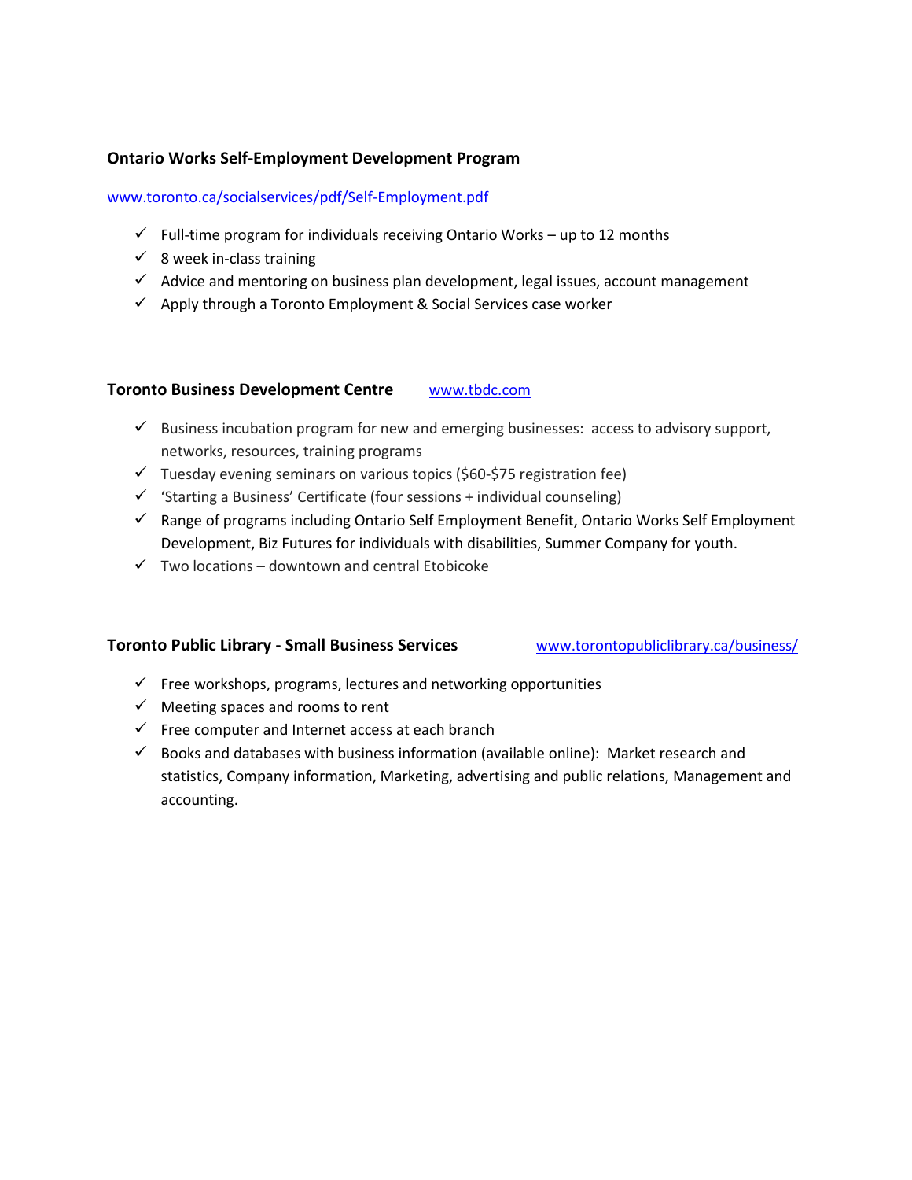**Ontario Works Self-Employment Development Program**

www.toronto.ca/socialservices/pdf/Self-Employment.pdf

- ✓ Full-time program for individuals receiving Ontario Works – up to 12 months
- ✓ 8 week in-class training
- ✓ Advice and mentoring on business plan development, legal issues, account management
- ✓ Apply through a Toronto Employment & Social Services case worker

**Toronto Business Development Centre** www.tbdc.com

- ✓ Business incubation program for new and emerging businesses: access to advisory support, networks, resources, training programs
- ✓ Tuesday evening seminars on various topics ($60-$75 registration fee)
- ✓ 'Starting a Business' Certificate (four sessions + individual counseling)
- ✓ Range of programs including Ontario Self Employment Benefit, Ontario Works Self Employment Development, Biz Futures for individuals with disabilities, Summer Company for youth.
- ✓ Two locations – downtown and central Etobicoke

**Toronto Public Library - Small Business Services** www.torontopubliclibrary.ca/business/

- ✓ Free workshops, programs, lectures and networking opportunities
- ✓ Meeting spaces and rooms to rent
- ✓ Free computer and Internet access at each branch
- ✓ Books and databases with business information (available online): Market research and statistics, Company information, Marketing, advertising and public relations, Management and accounting.